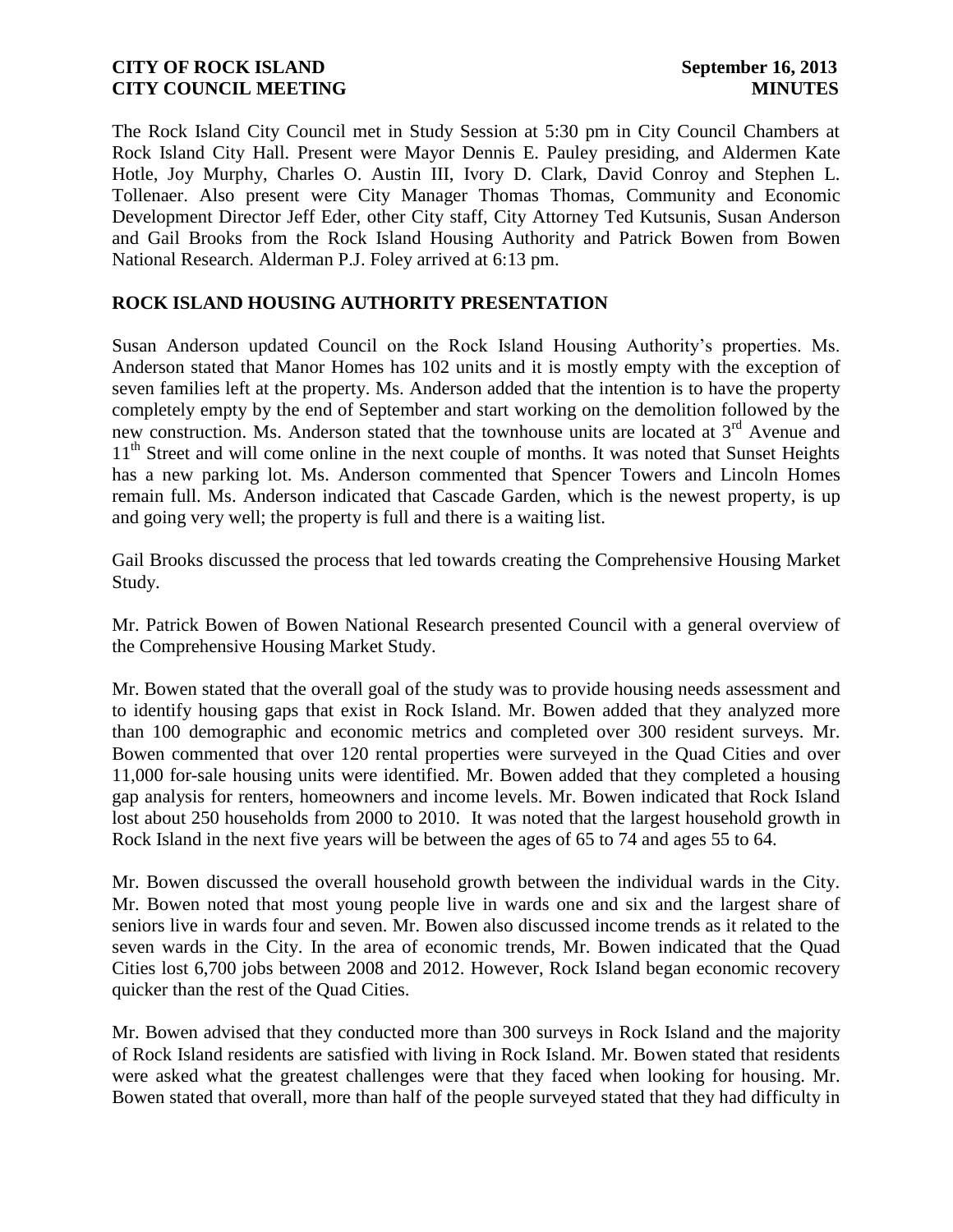The Rock Island City Council met in Study Session at 5:30 pm in City Council Chambers at Rock Island City Hall. Present were Mayor Dennis E. Pauley presiding, and Aldermen Kate Hotle, Joy Murphy, Charles O. Austin III, Ivory D. Clark, David Conroy and Stephen L. Tollenaer. Also present were City Manager Thomas Thomas, Community and Economic Development Director Jeff Eder, other City staff, City Attorney Ted Kutsunis, Susan Anderson and Gail Brooks from the Rock Island Housing Authority and Patrick Bowen from Bowen National Research. Alderman P.J. Foley arrived at 6:13 pm.

## ROCK ISLAND HOUSING AUTHORITY PRESENTATION

Susan Anderson updated Council on the Rock Island Housing Authority's properties. Ms. Anderson stated that Manor Homes has 102 units and it is mostly empty with the exception of seven families left at the property. Ms. Anderson added that the intention is to have the property completely empty by the end of September and start working on the demolition followed by the new construction. Ms. Anderson stated that the townhouse units are located at 3rd Avenue and 11th Street and will come online in the next couple of months. It was noted that Sunset Heights has a new parking lot. Ms. Anderson commented that Spencer Towers and Lincoln Homes remain full. Ms. Anderson indicated that Cascade Garden, which is the newest property, is up and going very well; the property is full and there is a waiting list.

Gail Brooks discussed the process that led towards creating the Comprehensive Housing Market Study.

Mr. Patrick Bowen of Bowen National Research presented Council with a general overview of the Comprehensive Housing Market Study.

Mr. Bowen stated that the overall goal of the study was to provide housing needs assessment and to identify housing gaps that exist in Rock Island. Mr. Bowen added that they analyzed more than 100 demographic and economic metrics and completed over 300 resident surveys. Mr. Bowen commented that over 120 rental properties were surveyed in the Quad Cities and over 11,000 for-sale housing units were identified. Mr. Bowen added that they completed a housing gap analysis for renters, homeowners and income levels. Mr. Bowen indicated that Rock Island lost about 250 households from 2000 to 2010. It was noted that the largest household growth in Rock Island in the next five years will be between the ages of 65 to 74 and ages 55 to 64.

Mr. Bowen discussed the overall household growth between the individual wards in the City. Mr. Bowen noted that most young people live in wards one and six and the largest share of seniors live in wards four and seven. Mr. Bowen also discussed income trends as it related to the seven wards in the City. In the area of economic trends, Mr. Bowen indicated that the Quad Cities lost 6,700 jobs between 2008 and 2012. However, Rock Island began economic recovery quicker than the rest of the Quad Cities.

Mr. Bowen advised that they conducted more than 300 surveys in Rock Island and the majority of Rock Island residents are satisfied with living in Rock Island. Mr. Bowen stated that residents were asked what the greatest challenges were that they faced when looking for housing. Mr. Bowen stated that overall, more than half of the people surveyed stated that they had difficulty in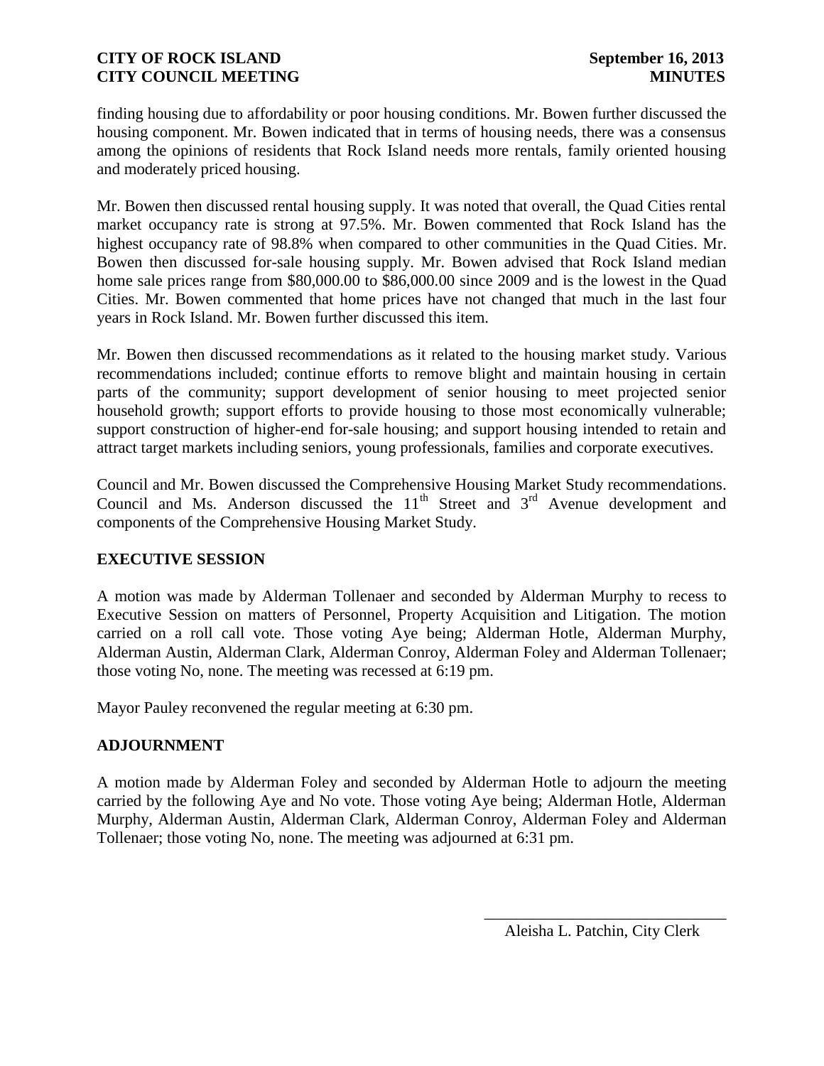finding housing due to affordability or poor housing conditions. Mr. Bowen further discussed the housing component. Mr. Bowen indicated that in terms of housing needs, there was a consensus among the opinions of residents that Rock Island needs more rentals, family oriented housing and moderately priced housing.

Mr. Bowen then discussed rental housing supply. It was noted that overall, the Quad Cities rental market occupancy rate is strong at 97.5%. Mr. Bowen commented that Rock Island has the highest occupancy rate of 98.8% when compared to other communities in the Quad Cities. Mr. Bowen then discussed for-sale housing supply. Mr. Bowen advised that Rock Island median home sale prices range from $80,000.00 to $86,000.00 since 2009 and is the lowest in the Quad Cities. Mr. Bowen commented that home prices have not changed that much in the last four years in Rock Island. Mr. Bowen further discussed this item.

Mr. Bowen then discussed recommendations as it related to the housing market study. Various recommendations included; continue efforts to remove blight and maintain housing in certain parts of the community; support development of senior housing to meet projected senior household growth; support efforts to provide housing to those most economically vulnerable; support construction of higher-end for-sale housing; and support housing intended to retain and attract target markets including seniors, young professionals, families and corporate executives.

Council and Mr. Bowen discussed the Comprehensive Housing Market Study recommendations. Council and Ms. Anderson discussed the 11th Street and 3rd Avenue development and components of the Comprehensive Housing Market Study.

**EXECUTIVE SESSION**

A motion was made by Alderman Tollenaer and seconded by Alderman Murphy to recess to Executive Session on matters of Personnel, Property Acquisition and Litigation. The motion carried on a roll call vote. Those voting Aye being; Alderman Hotle, Alderman Murphy, Alderman Austin, Alderman Clark, Alderman Conroy, Alderman Foley and Alderman Tollenaer; those voting No, none. The meeting was recessed at 6:19 pm.

Mayor Pauley reconvened the regular meeting at 6:30 pm.

**ADJOURNMENT**

A motion made by Alderman Foley and seconded by Alderman Hotle to adjourn the meeting carried by the following Aye and No vote. Those voting Aye being; Alderman Hotle, Alderman Murphy, Alderman Austin, Alderman Clark, Alderman Conroy, Alderman Foley and Alderman Tollenaer; those voting No, none. The meeting was adjourned at 6:31 pm.

_______________________________
Aleisha L. Patchin, City Clerk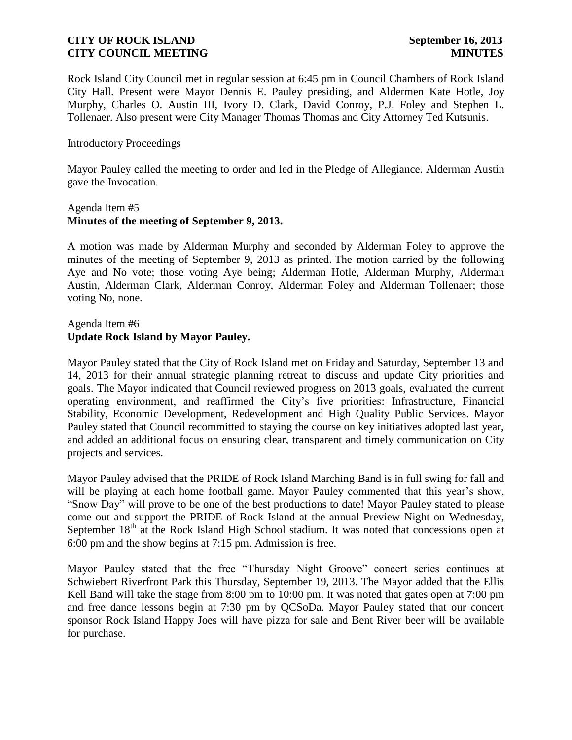Rock Island City Council met in regular session at 6:45 pm in Council Chambers of Rock Island City Hall. Present were Mayor Dennis E. Pauley presiding, and Aldermen Kate Hotle, Joy Murphy, Charles O. Austin III, Ivory D. Clark, David Conroy, P.J. Foley and Stephen L. Tollenaer. Also present were City Manager Thomas Thomas and City Attorney Ted Kutsunis.

Introductory Proceedings

Mayor Pauley called the meeting to order and led in the Pledge of Allegiance. Alderman Austin gave the Invocation.

Agenda Item #5
**Minutes of the meeting of September 9, 2013.**

A motion was made by Alderman Murphy and seconded by Alderman Foley to approve the minutes of the meeting of September 9, 2013 as printed. The motion carried by the following Aye and No vote; those voting Aye being; Alderman Hotle, Alderman Murphy, Alderman Austin, Alderman Clark, Alderman Conroy, Alderman Foley and Alderman Tollenaer; those voting No, none.

Agenda Item #6
**Update Rock Island by Mayor Pauley.**

Mayor Pauley stated that the City of Rock Island met on Friday and Saturday, September 13 and 14, 2013 for their annual strategic planning retreat to discuss and update City priorities and goals. The Mayor indicated that Council reviewed progress on 2013 goals, evaluated the current operating environment, and reaffirmed the City's five priorities: Infrastructure, Financial Stability, Economic Development, Redevelopment and High Quality Public Services. Mayor Pauley stated that Council recommitted to staying the course on key initiatives adopted last year, and added an additional focus on ensuring clear, transparent and timely communication on City projects and services.

Mayor Pauley advised that the PRIDE of Rock Island Marching Band is in full swing for fall and will be playing at each home football game. Mayor Pauley commented that this year's show, "Snow Day" will prove to be one of the best productions to date! Mayor Pauley stated to please come out and support the PRIDE of Rock Island at the annual Preview Night on Wednesday, September 18th at the Rock Island High School stadium. It was noted that concessions open at 6:00 pm and the show begins at 7:15 pm. Admission is free.

Mayor Pauley stated that the free "Thursday Night Groove" concert series continues at Schwiebert Riverfront Park this Thursday, September 19, 2013. The Mayor added that the Ellis Kell Band will take the stage from 8:00 pm to 10:00 pm. It was noted that gates open at 7:00 pm and free dance lessons begin at 7:30 pm by QCSoDa. Mayor Pauley stated that our concert sponsor Rock Island Happy Joes will have pizza for sale and Bent River beer will be available for purchase.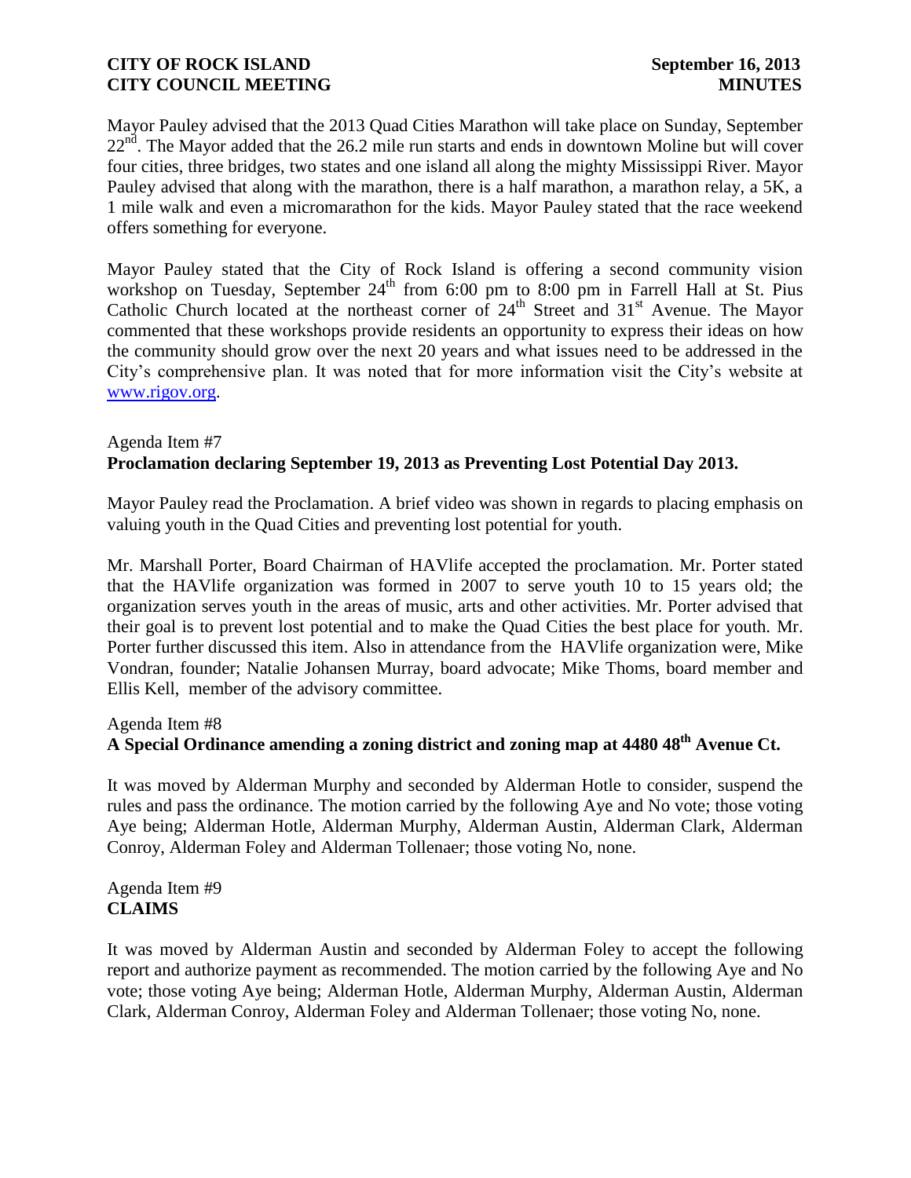Mayor Pauley advised that the 2013 Quad Cities Marathon will take place on Sunday, September 22nd. The Mayor added that the 26.2 mile run starts and ends in downtown Moline but will cover four cities, three bridges, two states and one island all along the mighty Mississippi River. Mayor Pauley advised that along with the marathon, there is a half marathon, a marathon relay, a 5K, a 1 mile walk and even a micromarathon for the kids. Mayor Pauley stated that the race weekend offers something for everyone.

Mayor Pauley stated that the City of Rock Island is offering a second community vision workshop on Tuesday, September 24th from 6:00 pm to 8:00 pm in Farrell Hall at St. Pius Catholic Church located at the northeast corner of 24th Street and 31st Avenue. The Mayor commented that these workshops provide residents an opportunity to express their ideas on how the community should grow over the next 20 years and what issues need to be addressed in the City's comprehensive plan. It was noted that for more information visit the City's website at www.rigov.org.

Agenda Item #7
**Proclamation declaring September 19, 2013 as Preventing Lost Potential Day 2013.**

Mayor Pauley read the Proclamation. A brief video was shown in regards to placing emphasis on valuing youth in the Quad Cities and preventing lost potential for youth.

Mr. Marshall Porter, Board Chairman of HAVlife accepted the proclamation. Mr. Porter stated that the HAVlife organization was formed in 2007 to serve youth 10 to 15 years old; the organization serves youth in the areas of music, arts and other activities. Mr. Porter advised that their goal is to prevent lost potential and to make the Quad Cities the best place for youth. Mr. Porter further discussed this item. Also in attendance from the HAVlife organization were, Mike Vondran, founder; Natalie Johansen Murray, board advocate; Mike Thoms, board member and Ellis Kell, member of the advisory committee.

Agenda Item #8
**A Special Ordinance amending a zoning district and zoning map at 4480 48th Avenue Ct.**

It was moved by Alderman Murphy and seconded by Alderman Hotle to consider, suspend the rules and pass the ordinance. The motion carried by the following Aye and No vote; those voting Aye being; Alderman Hotle, Alderman Murphy, Alderman Austin, Alderman Clark, Alderman Conroy, Alderman Foley and Alderman Tollenaer; those voting No, none.

Agenda Item #9
**CLAIMS**

It was moved by Alderman Austin and seconded by Alderman Foley to accept the following report and authorize payment as recommended. The motion carried by the following Aye and No vote; those voting Aye being; Alderman Hotle, Alderman Murphy, Alderman Austin, Alderman Clark, Alderman Conroy, Alderman Foley and Alderman Tollenaer; those voting No, none.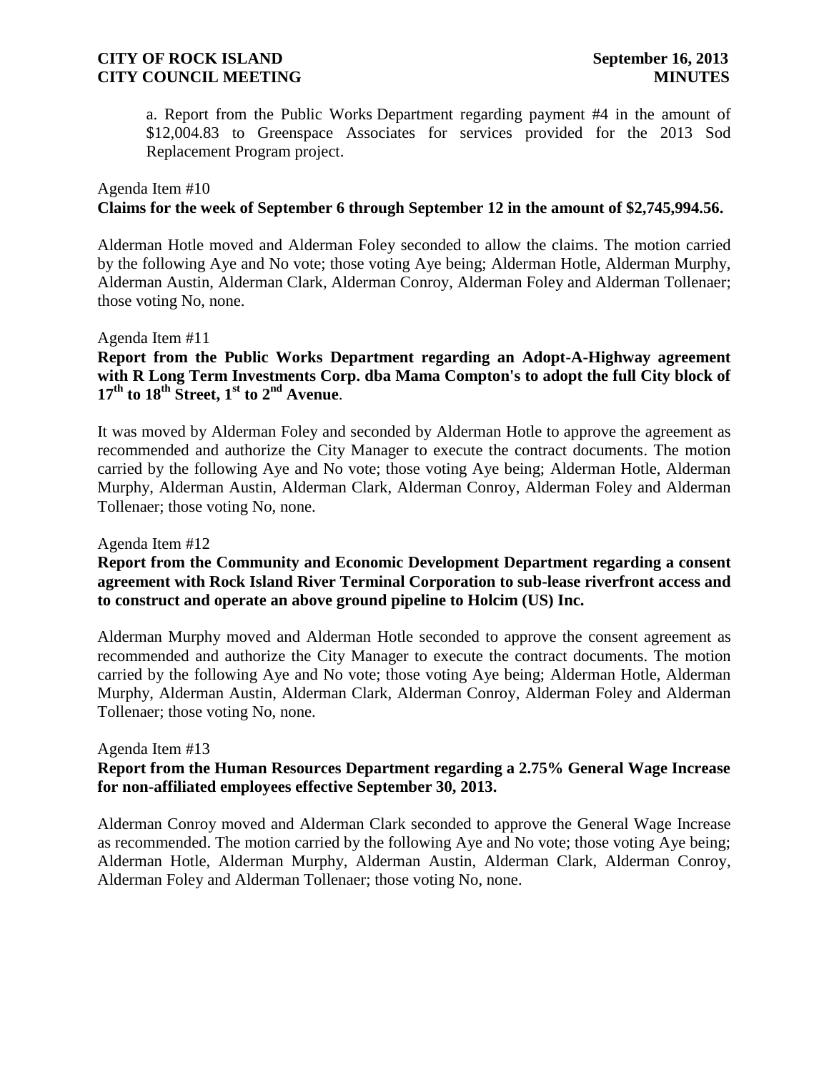a. Report from the Public Works Department regarding payment #4 in the amount of $12,004.83 to Greenspace Associates for services provided for the 2013 Sod Replacement Program project.

Agenda Item #10

**Claims for the week of September 6 through September 12 in the amount of $2,745,994.56.**

Alderman Hotle moved and Alderman Foley seconded to allow the claims. The motion carried by the following Aye and No vote; those voting Aye being; Alderman Hotle, Alderman Murphy, Alderman Austin, Alderman Clark, Alderman Conroy, Alderman Foley and Alderman Tollenaer; those voting No, none.

Agenda Item #11

**Report from the Public Works Department regarding an Adopt-A-Highway agreement with R Long Term Investments Corp. dba Mama Compton's to adopt the full City block of 17th to 18th Street, 1st to 2nd Avenue**.

It was moved by Alderman Foley and seconded by Alderman Hotle to approve the agreement as recommended and authorize the City Manager to execute the contract documents. The motion carried by the following Aye and No vote; those voting Aye being; Alderman Hotle, Alderman Murphy, Alderman Austin, Alderman Clark, Alderman Conroy, Alderman Foley and Alderman Tollenaer; those voting No, none.

Agenda Item #12

**Report from the Community and Economic Development Department regarding a consent agreement with Rock Island River Terminal Corporation to sub-lease riverfront access and to construct and operate an above ground pipeline to Holcim (US) Inc.**

Alderman Murphy moved and Alderman Hotle seconded to approve the consent agreement as recommended and authorize the City Manager to execute the contract documents. The motion carried by the following Aye and No vote; those voting Aye being; Alderman Hotle, Alderman Murphy, Alderman Austin, Alderman Clark, Alderman Conroy, Alderman Foley and Alderman Tollenaer; those voting No, none.

Agenda Item #13

**Report from the Human Resources Department regarding a 2.75% General Wage Increase for non-affiliated employees effective September 30, 2013.**

Alderman Conroy moved and Alderman Clark seconded to approve the General Wage Increase as recommended. The motion carried by the following Aye and No vote; those voting Aye being; Alderman Hotle, Alderman Murphy, Alderman Austin, Alderman Clark, Alderman Conroy, Alderman Foley and Alderman Tollenaer; those voting No, none.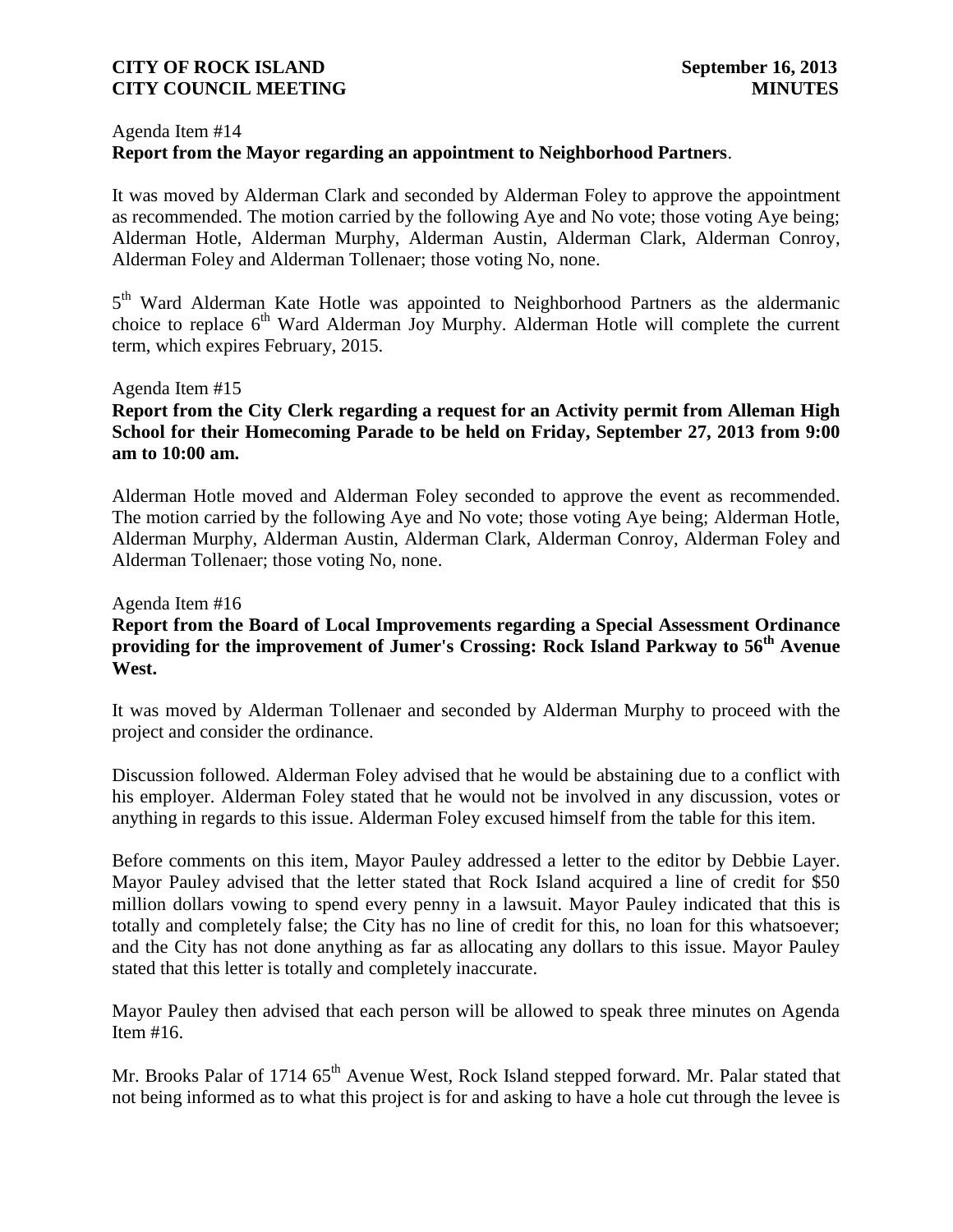Agenda Item #14
**Report from the Mayor regarding an appointment to Neighborhood Partners**.

It was moved by Alderman Clark and seconded by Alderman Foley to approve the appointment as recommended. The motion carried by the following Aye and No vote; those voting Aye being; Alderman Hotle, Alderman Murphy, Alderman Austin, Alderman Clark, Alderman Conroy, Alderman Foley and Alderman Tollenaer; those voting No, none.

5th Ward Alderman Kate Hotle was appointed to Neighborhood Partners as the aldermanic choice to replace 6th Ward Alderman Joy Murphy. Alderman Hotle will complete the current term, which expires February, 2015.

Agenda Item #15
**Report from the City Clerk regarding a request for an Activity permit from Alleman High School for their Homecoming Parade to be held on Friday, September 27, 2013 from 9:00 am to 10:00 am.**

Alderman Hotle moved and Alderman Foley seconded to approve the event as recommended. The motion carried by the following Aye and No vote; those voting Aye being; Alderman Hotle, Alderman Murphy, Alderman Austin, Alderman Clark, Alderman Conroy, Alderman Foley and Alderman Tollenaer; those voting No, none.

Agenda Item #16
**Report from the Board of Local Improvements regarding a Special Assessment Ordinance providing for the improvement of Jumer's Crossing: Rock Island Parkway to 56th Avenue West.**

It was moved by Alderman Tollenaer and seconded by Alderman Murphy to proceed with the project and consider the ordinance.

Discussion followed. Alderman Foley advised that he would be abstaining due to a conflict with his employer. Alderman Foley stated that he would not be involved in any discussion, votes or anything in regards to this issue. Alderman Foley excused himself from the table for this item.

Before comments on this item, Mayor Pauley addressed a letter to the editor by Debbie Layer. Mayor Pauley advised that the letter stated that Rock Island acquired a line of credit for $50 million dollars vowing to spend every penny in a lawsuit. Mayor Pauley indicated that this is totally and completely false; the City has no line of credit for this, no loan for this whatsoever; and the City has not done anything as far as allocating any dollars to this issue. Mayor Pauley stated that this letter is totally and completely inaccurate.

Mayor Pauley then advised that each person will be allowed to speak three minutes on Agenda Item #16.

Mr. Brooks Palar of 1714 65th Avenue West, Rock Island stepped forward. Mr. Palar stated that not being informed as to what this project is for and asking to have a hole cut through the levee is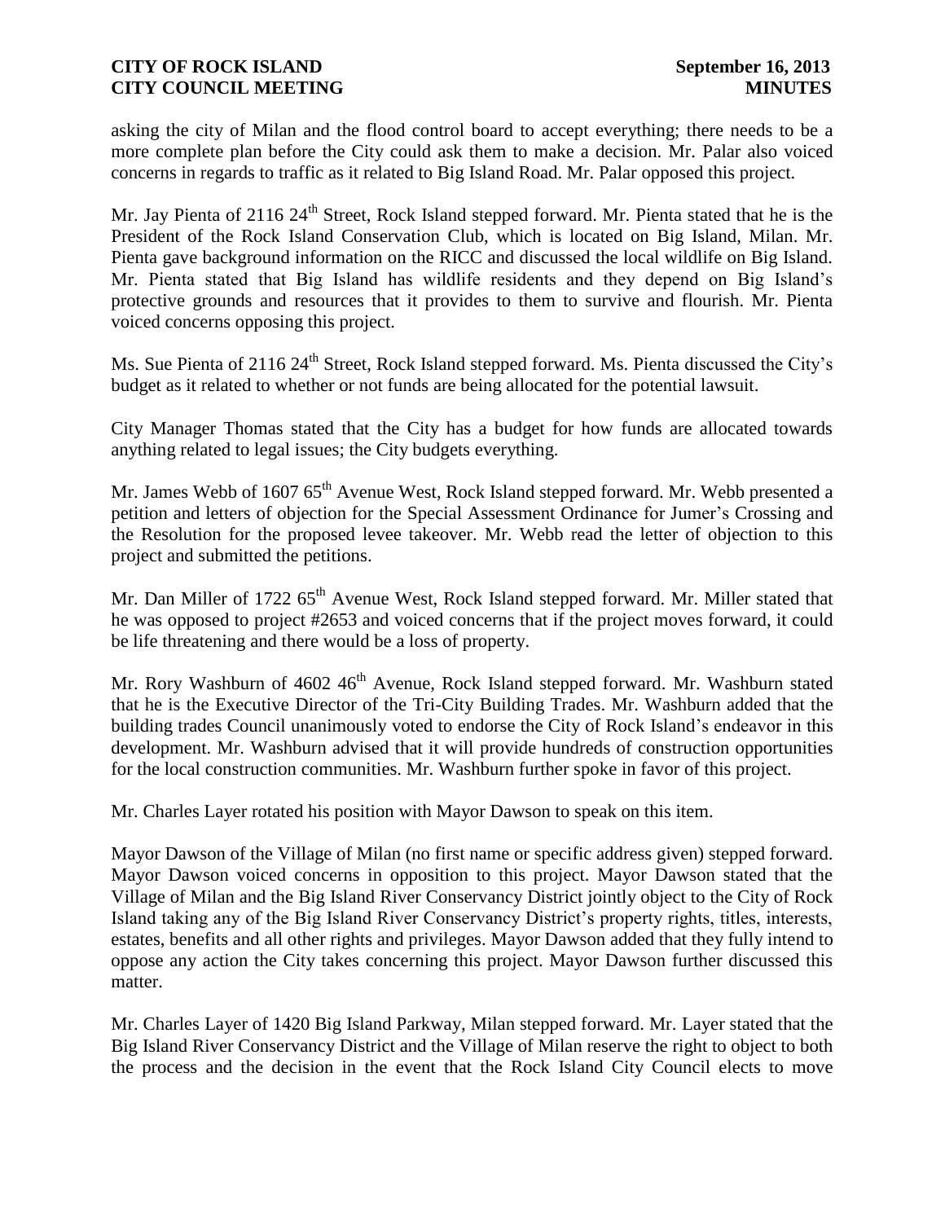asking the city of Milan and the flood control board to accept everything; there needs to be a more complete plan before the City could ask them to make a decision. Mr. Palar also voiced concerns in regards to traffic as it related to Big Island Road. Mr. Palar opposed this project.

Mr. Jay Pienta of 2116 24th Street, Rock Island stepped forward. Mr. Pienta stated that he is the President of the Rock Island Conservation Club, which is located on Big Island, Milan. Mr. Pienta gave background information on the RICC and discussed the local wildlife on Big Island. Mr. Pienta stated that Big Island has wildlife residents and they depend on Big Island's protective grounds and resources that it provides to them to survive and flourish. Mr. Pienta voiced concerns opposing this project.

Ms. Sue Pienta of 2116 24th Street, Rock Island stepped forward. Ms. Pienta discussed the City's budget as it related to whether or not funds are being allocated for the potential lawsuit.

City Manager Thomas stated that the City has a budget for how funds are allocated towards anything related to legal issues; the City budgets everything.

Mr. James Webb of 1607 65th Avenue West, Rock Island stepped forward. Mr. Webb presented a petition and letters of objection for the Special Assessment Ordinance for Jumer's Crossing and the Resolution for the proposed levee takeover. Mr. Webb read the letter of objection to this project and submitted the petitions.

Mr. Dan Miller of 1722 65th Avenue West, Rock Island stepped forward. Mr. Miller stated that he was opposed to project #2653 and voiced concerns that if the project moves forward, it could be life threatening and there would be a loss of property.

Mr. Rory Washburn of 4602 46th Avenue, Rock Island stepped forward. Mr. Washburn stated that he is the Executive Director of the Tri-City Building Trades. Mr. Washburn added that the building trades Council unanimously voted to endorse the City of Rock Island's endeavor in this development. Mr. Washburn advised that it will provide hundreds of construction opportunities for the local construction communities. Mr. Washburn further spoke in favor of this project.

Mr. Charles Layer rotated his position with Mayor Dawson to speak on this item.

Mayor Dawson of the Village of Milan (no first name or specific address given) stepped forward. Mayor Dawson voiced concerns in opposition to this project. Mayor Dawson stated that the Village of Milan and the Big Island River Conservancy District jointly object to the City of Rock Island taking any of the Big Island River Conservancy District's property rights, titles, interests, estates, benefits and all other rights and privileges. Mayor Dawson added that they fully intend to oppose any action the City takes concerning this project. Mayor Dawson further discussed this matter.

Mr. Charles Layer of 1420 Big Island Parkway, Milan stepped forward. Mr. Layer stated that the Big Island River Conservancy District and the Village of Milan reserve the right to object to both the process and the decision in the event that the Rock Island City Council elects to move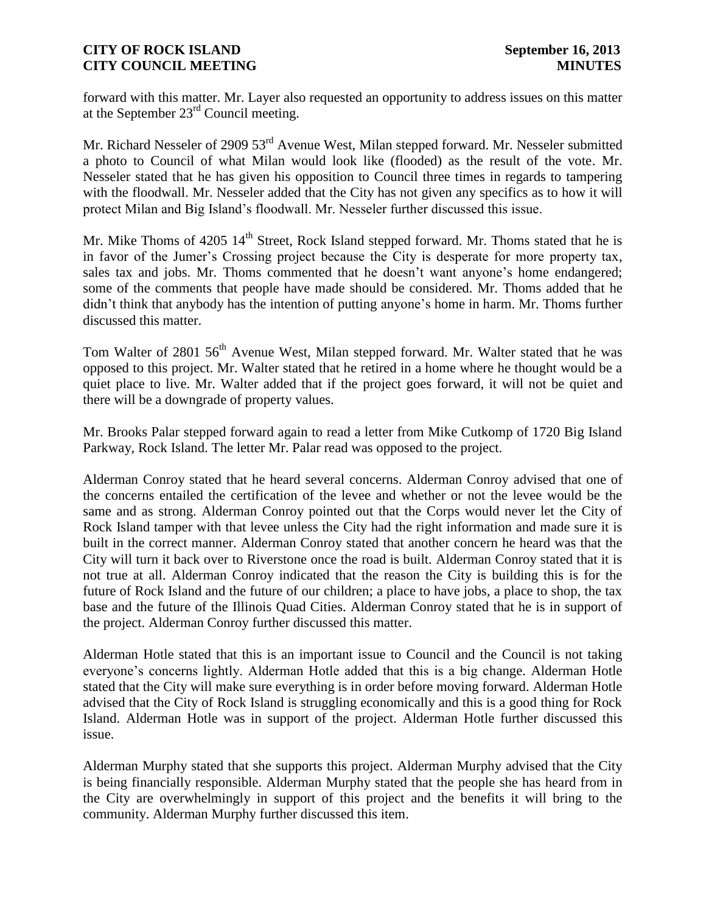forward with this matter. Mr. Layer also requested an opportunity to address issues on this matter at the September 23rd Council meeting.

Mr. Richard Nesseler of 2909 53rd Avenue West, Milan stepped forward. Mr. Nesseler submitted a photo to Council of what Milan would look like (flooded) as the result of the vote. Mr. Nesseler stated that he has given his opposition to Council three times in regards to tampering with the floodwall. Mr. Nesseler added that the City has not given any specifics as to how it will protect Milan and Big Island's floodwall. Mr. Nesseler further discussed this issue.

Mr. Mike Thoms of 4205 14th Street, Rock Island stepped forward. Mr. Thoms stated that he is in favor of the Jumer's Crossing project because the City is desperate for more property tax, sales tax and jobs. Mr. Thoms commented that he doesn't want anyone's home endangered; some of the comments that people have made should be considered. Mr. Thoms added that he didn't think that anybody has the intention of putting anyone's home in harm. Mr. Thoms further discussed this matter.

Tom Walter of 2801 56th Avenue West, Milan stepped forward. Mr. Walter stated that he was opposed to this project. Mr. Walter stated that he retired in a home where he thought would be a quiet place to live. Mr. Walter added that if the project goes forward, it will not be quiet and there will be a downgrade of property values.

Mr. Brooks Palar stepped forward again to read a letter from Mike Cutkomp of 1720 Big Island Parkway, Rock Island. The letter Mr. Palar read was opposed to the project.

Alderman Conroy stated that he heard several concerns. Alderman Conroy advised that one of the concerns entailed the certification of the levee and whether or not the levee would be the same and as strong. Alderman Conroy pointed out that the Corps would never let the City of Rock Island tamper with that levee unless the City had the right information and made sure it is built in the correct manner. Alderman Conroy stated that another concern he heard was that the City will turn it back over to Riverstone once the road is built. Alderman Conroy stated that it is not true at all. Alderman Conroy indicated that the reason the City is building this is for the future of Rock Island and the future of our children; a place to have jobs, a place to shop, the tax base and the future of the Illinois Quad Cities. Alderman Conroy stated that he is in support of the project. Alderman Conroy further discussed this matter.

Alderman Hotle stated that this is an important issue to Council and the Council is not taking everyone's concerns lightly. Alderman Hotle added that this is a big change. Alderman Hotle stated that the City will make sure everything is in order before moving forward. Alderman Hotle advised that the City of Rock Island is struggling economically and this is a good thing for Rock Island. Alderman Hotle was in support of the project. Alderman Hotle further discussed this issue.

Alderman Murphy stated that she supports this project. Alderman Murphy advised that the City is being financially responsible. Alderman Murphy stated that the people she has heard from in the City are overwhelmingly in support of this project and the benefits it will bring to the community. Alderman Murphy further discussed this item.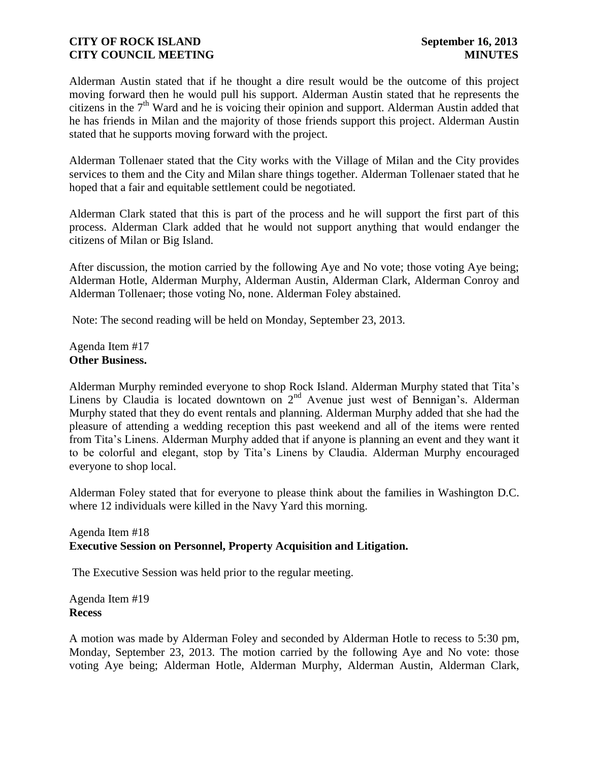Alderman Austin stated that if he thought a dire result would be the outcome of this project moving forward then he would pull his support. Alderman Austin stated that he represents the citizens in the 7th Ward and he is voicing their opinion and support. Alderman Austin added that he has friends in Milan and the majority of those friends support this project. Alderman Austin stated that he supports moving forward with the project.

Alderman Tollenaer stated that the City works with the Village of Milan and the City provides services to them and the City and Milan share things together. Alderman Tollenaer stated that he hoped that a fair and equitable settlement could be negotiated.

Alderman Clark stated that this is part of the process and he will support the first part of this process. Alderman Clark added that he would not support anything that would endanger the citizens of Milan or Big Island.

After discussion, the motion carried by the following Aye and No vote; those voting Aye being; Alderman Hotle, Alderman Murphy, Alderman Austin, Alderman Clark, Alderman Conroy and Alderman Tollenaer; those voting No, none. Alderman Foley abstained.

Note: The second reading will be held on Monday, September 23, 2013.

Agenda Item #17
**Other Business.**

Alderman Murphy reminded everyone to shop Rock Island. Alderman Murphy stated that Tita's Linens by Claudia is located downtown on 2nd Avenue just west of Bennigan's. Alderman Murphy stated that they do event rentals and planning. Alderman Murphy added that she had the pleasure of attending a wedding reception this past weekend and all of the items were rented from Tita's Linens. Alderman Murphy added that if anyone is planning an event and they want it to be colorful and elegant, stop by Tita's Linens by Claudia. Alderman Murphy encouraged everyone to shop local.

Alderman Foley stated that for everyone to please think about the families in Washington D.C. where 12 individuals were killed in the Navy Yard this morning.

Agenda Item #18
**Executive Session on Personnel, Property Acquisition and Litigation.**

The Executive Session was held prior to the regular meeting.

Agenda Item #19
**Recess**

A motion was made by Alderman Foley and seconded by Alderman Hotle to recess to 5:30 pm, Monday, September 23, 2013. The motion carried by the following Aye and No vote: those voting Aye being; Alderman Hotle, Alderman Murphy, Alderman Austin, Alderman Clark,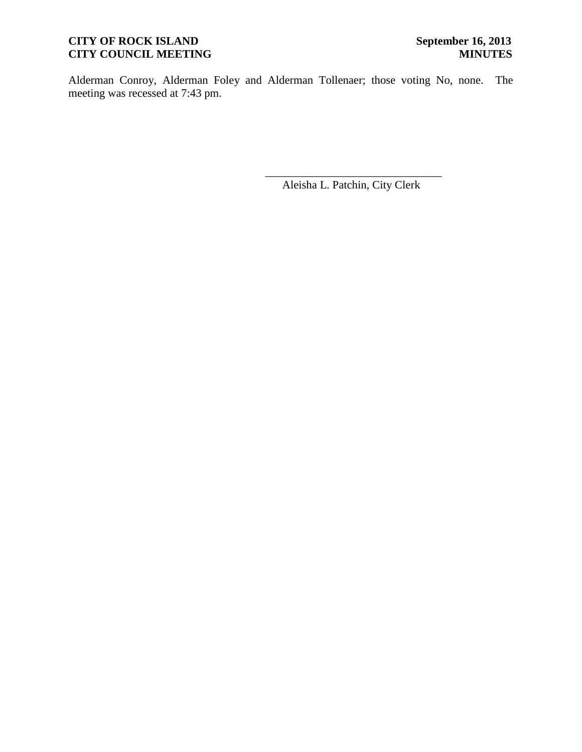Alderman Conroy, Alderman Foley and Alderman Tollenaer; those voting No, none. The meeting was recessed at 7:43 pm.

_______________________________

Aleisha L. Patchin, City Clerk